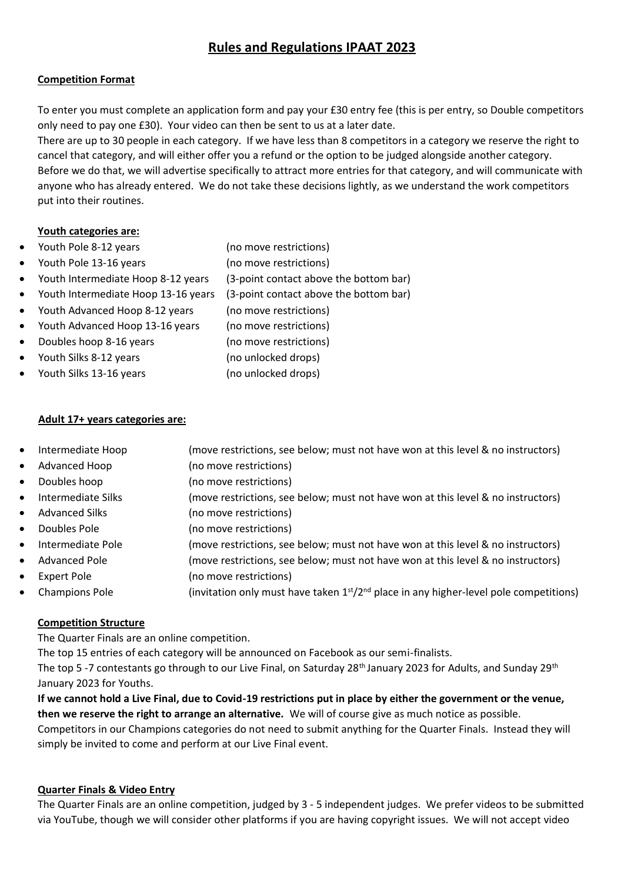# Rules and Regulations IPAAT 2023

## Competition Format

To enter you must complete an application form and pay your £30 entry fee (this is per entry, so Double competitors only need to pay one £30). Your video can then be sent to us at a later date.

There are up to 30 people in each category. If we have less than 8 competitors in a category we reserve the right to cancel that category, and will either offer you a refund or the option to be judged alongside another category. Before we do that, we will advertise specifically to attract more entries for that category, and will communicate with anyone who has already entered. We do not take these decisions lightly, as we understand the work competitors put into their routines.

### Youth categories are:

- Youth Pole 8-12 years (no move restrictions)
- Youth Pole 13-16 years (no move restrictions)
- Youth Intermediate Hoop 8-12 years (3-point contact above the bottom bar)
- Youth Intermediate Hoop 13-16 years (3-point contact above the bottom bar)
- Youth Advanced Hoop 8-12 years (no move restrictions)
- Youth Advanced Hoop 13-16 years (no move restrictions)
- Doubles hoop 8-16 years (no move restrictions)
- Youth Silks 8-12 years (no unlocked drops)
- Youth Silks 13-16 years (no unlocked drops)

### Adult 17+ years categories are:

- Intermediate Hoop (move restrictions, see below; must not have won at this level & no instructors)
- Advanced Hoop (no move restrictions)
- Doubles hoop (no move restrictions)
- Intermediate Silks (move restrictions, see below; must not have won at this level & no instructors)
- Advanced Silks (no move restrictions)
- Doubles Pole (no move restrictions)
- Intermediate Pole (move restrictions, see below; must not have won at this level & no instructors)
- Advanced Pole (move restrictions, see below; must not have won at this level & no instructors)
- Expert Pole (no move restrictions)
- Champions Pole (invitation only must have taken 1st/2nd place in any higher-level pole competitions)

## Competition Structure

The Quarter Finals are an online competition.

The top 15 entries of each category will be announced on Facebook as our semi-finalists.

The top 5 -7 contestants go through to our Live Final, on Saturday 28th January 2023 for Adults, and Sunday 29th January 2023 for Youths.

**If we cannot hold a Live Final, due to Covid-19 restrictions put in place by either the government or the venue, then we reserve the right to arrange an alternative.** We will of course give as much notice as possible.

Competitors in our Champions categories do not need to submit anything for the Quarter Finals. Instead they will simply be invited to come and perform at our Live Final event.

## Quarter Finals & Video Entry

The Quarter Finals are an online competition, judged by 3 - 5 independent judges. We prefer videos to be submitted via YouTube, though we will consider other platforms if you are having copyright issues. We will not accept video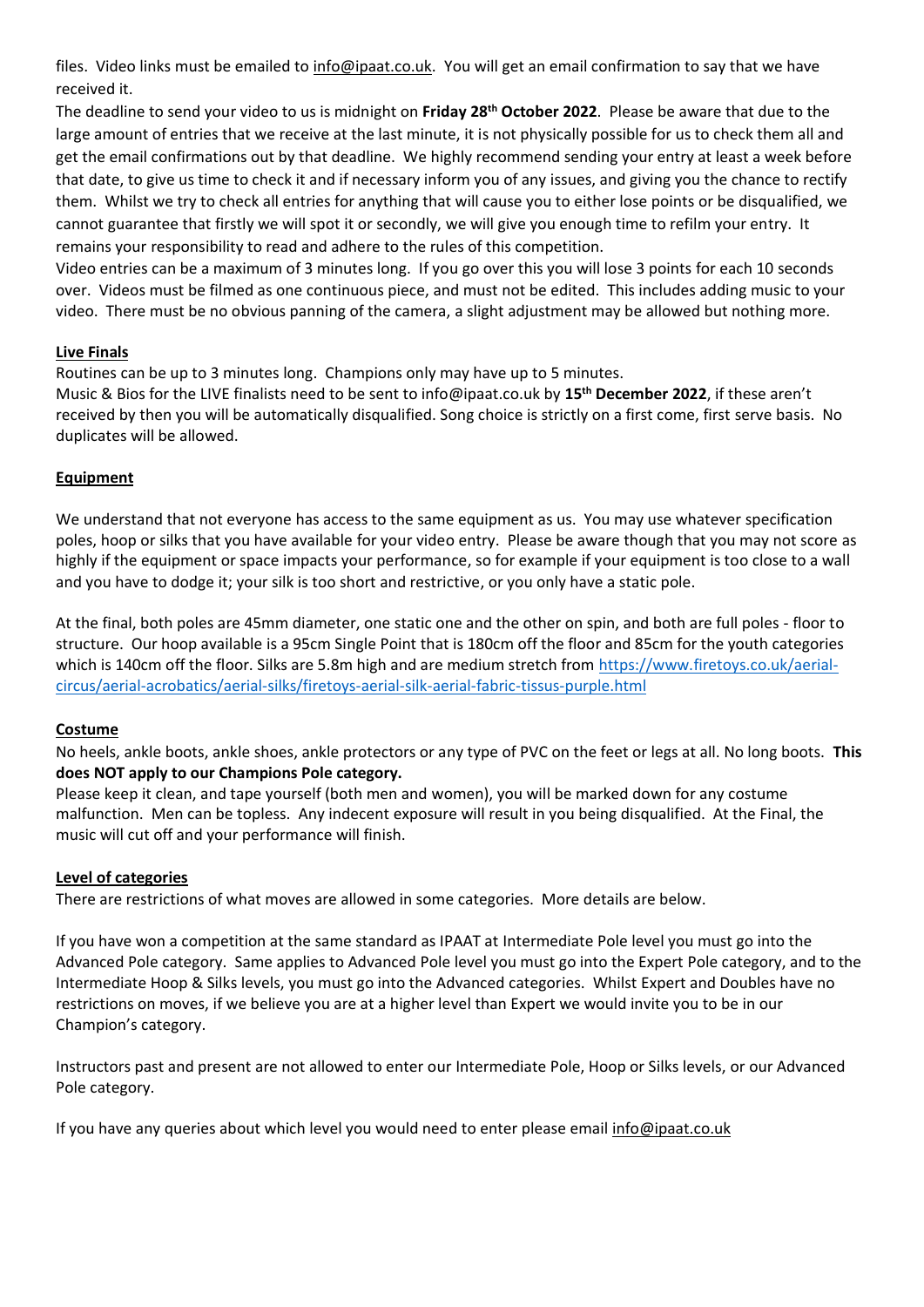files. Video links must be emailed to info@ipaat.co.uk. You will get an email confirmation to say that we have received it.

The deadline to send your video to us is midnight on **Friday 28th October 2022**. Please be aware that due to the large amount of entries that we receive at the last minute, it is not physically possible for us to check them all and get the email confirmations out by that deadline. We highly recommend sending your entry at least a week before that date, to give us time to check it and if necessary inform you of any issues, and giving you the chance to rectify them. Whilst we try to check all entries for anything that will cause you to either lose points or be disqualified, we cannot guarantee that firstly we will spot it or secondly, we will give you enough time to refilm your entry. It remains your responsibility to read and adhere to the rules of this competition.

Video entries can be a maximum of 3 minutes long. If you go over this you will lose 3 points for each 10 seconds over. Videos must be filmed as one continuous piece, and must not be edited. This includes adding music to your video. There must be no obvious panning of the camera, a slight adjustment may be allowed but nothing more.

## Live Finals

Routines can be up to 3 minutes long. Champions only may have up to 5 minutes.

Music & Bios for the LIVE finalists need to be sent to info@ipaat.co.uk by **15th December 2022**, if these aren't received by then you will be automatically disqualified. Song choice is strictly on a first come, first serve basis. No duplicates will be allowed.

## Equipment

We understand that not everyone has access to the same equipment as us. You may use whatever specification poles, hoop or silks that you have available for your video entry. Please be aware though that you may not score as highly if the equipment or space impacts your performance, so for example if your equipment is too close to a wall and you have to dodge it; your silk is too short and restrictive, or you only have a static pole.

At the final, both poles are 45mm diameter, one static one and the other on spin, and both are full poles - floor to structure. Our hoop available is a 95cm Single Point that is 180cm off the floor and 85cm for the youth categories which is 140cm off the floor. Silks are 5.8m high and are medium stretch from https://www.firetoys.co.uk/aerial-circus/aerial-acrobatics/aerial-silks/firetoys-aerial-silk-aerial-fabric-tissus-purple.html

## Costume

No heels, ankle boots, ankle shoes, ankle protectors or any type of PVC on the feet or legs at all. No long boots. **This does NOT apply to our Champions Pole category.**

Please keep it clean, and tape yourself (both men and women), you will be marked down for any costume malfunction. Men can be topless. Any indecent exposure will result in you being disqualified. At the Final, the music will cut off and your performance will finish.

## Level of categories

There are restrictions of what moves are allowed in some categories. More details are below.

If you have won a competition at the same standard as IPAAT at Intermediate Pole level you must go into the Advanced Pole category. Same applies to Advanced Pole level you must go into the Expert Pole category, and to the Intermediate Hoop & Silks levels, you must go into the Advanced categories. Whilst Expert and Doubles have no restrictions on moves, if we believe you are at a higher level than Expert we would invite you to be in our Champion's category.

Instructors past and present are not allowed to enter our Intermediate Pole, Hoop or Silks levels, or our Advanced Pole category.

If you have any queries about which level you would need to enter please email info@ipaat.co.uk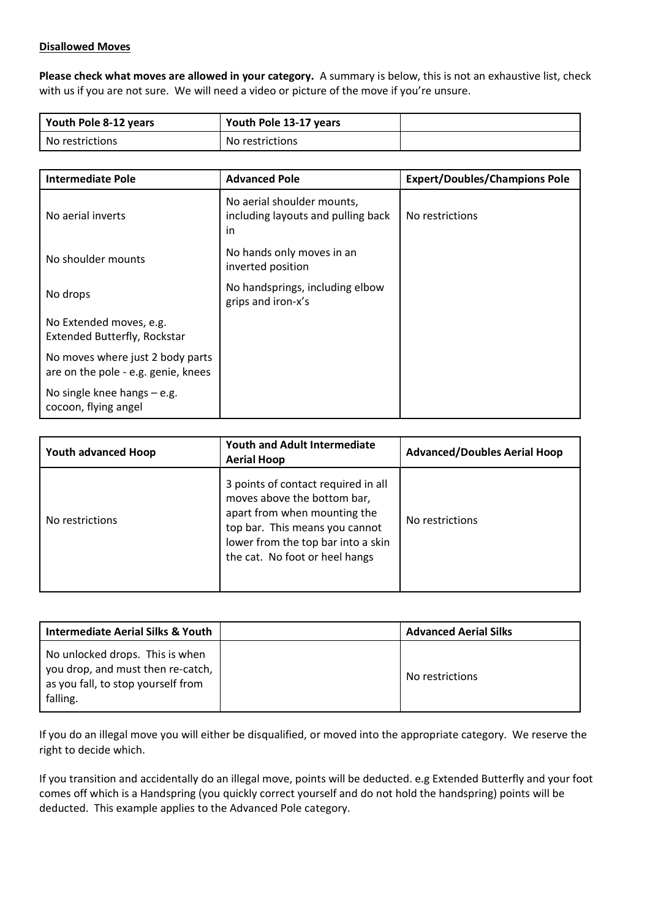**Disallowed Moves**

**Please check what moves are allowed in your category.** A summary is below, this is not an exhaustive list, check with us if you are not sure. We will need a video or picture of the move if you're unsure.

| Youth Pole 8-12 years | Youth Pole 13-17 years | |
|---|---|---|
| No restrictions | No restrictions | |

| Intermediate Pole | Advanced Pole | Expert/Doubles/Champions Pole |
|---|---|---|
| No aerial inverts | No aerial shoulder mounts, including layouts and pulling back in | No restrictions |
| No shoulder mounts | No hands only moves in an inverted position | |
| No drops | No handsprings, including elbow grips and iron-x's | |
| No Extended moves, e.g. Extended Butterfly, Rockstar | | |
| No moves where just 2 body parts are on the pole - e.g. genie, knees | | |
| No single knee hangs – e.g. cocoon, flying angel | | |

| Youth advanced Hoop | Youth and Adult Intermediate Aerial Hoop | Advanced/Doubles Aerial Hoop |
|---|---|---|
| No restrictions | 3 points of contact required in all moves above the bottom bar, apart from when mounting the top bar. This means you cannot lower from the top bar into a skin the cat. No foot or heel hangs | No restrictions |

| Intermediate Aerial Silks & Youth | | Advanced Aerial Silks |
|---|---|---|
| No unlocked drops. This is when you drop, and must then re-catch, as you fall, to stop yourself from falling. | | No restrictions |

If you do an illegal move you will either be disqualified, or moved into the appropriate category. We reserve the right to decide which.

If you transition and accidentally do an illegal move, points will be deducted. e.g Extended Butterfly and your foot comes off which is a Handspring (you quickly correct yourself and do not hold the handspring) points will be deducted. This example applies to the Advanced Pole category.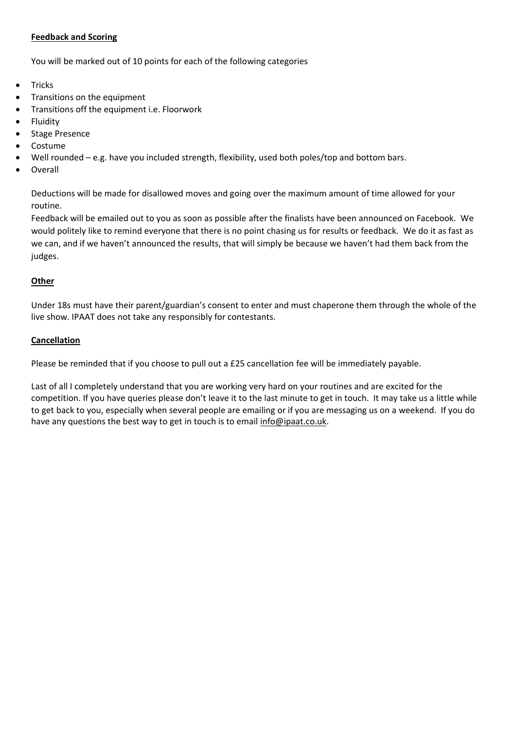**Feedback and Scoring**

You will be marked out of 10 points for each of the following categories

- Tricks
- Transitions on the equipment
- Transitions off the equipment i.e. Floorwork
- Fluidity
- Stage Presence
- Costume
- Well rounded – e.g. have you included strength, flexibility, used both poles/top and bottom bars.
- Overall

Deductions will be made for disallowed moves and going over the maximum amount of time allowed for your routine.

Feedback will be emailed out to you as soon as possible after the finalists have been announced on Facebook. We would politely like to remind everyone that there is no point chasing us for results or feedback. We do it as fast as we can, and if we haven't announced the results, that will simply be because we haven't had them back from the judges.

**Other**

Under 18s must have their parent/guardian's consent to enter and must chaperone them through the whole of the live show. IPAAT does not take any responsibly for contestants.

**Cancellation**

Please be reminded that if you choose to pull out a £25 cancellation fee will be immediately payable.

Last of all I completely understand that you are working very hard on your routines and are excited for the competition. If you have queries please don't leave it to the last minute to get in touch. It may take us a little while to get back to you, especially when several people are emailing or if you are messaging us on a weekend. If you do have any questions the best way to get in touch is to email info@ipaat.co.uk.